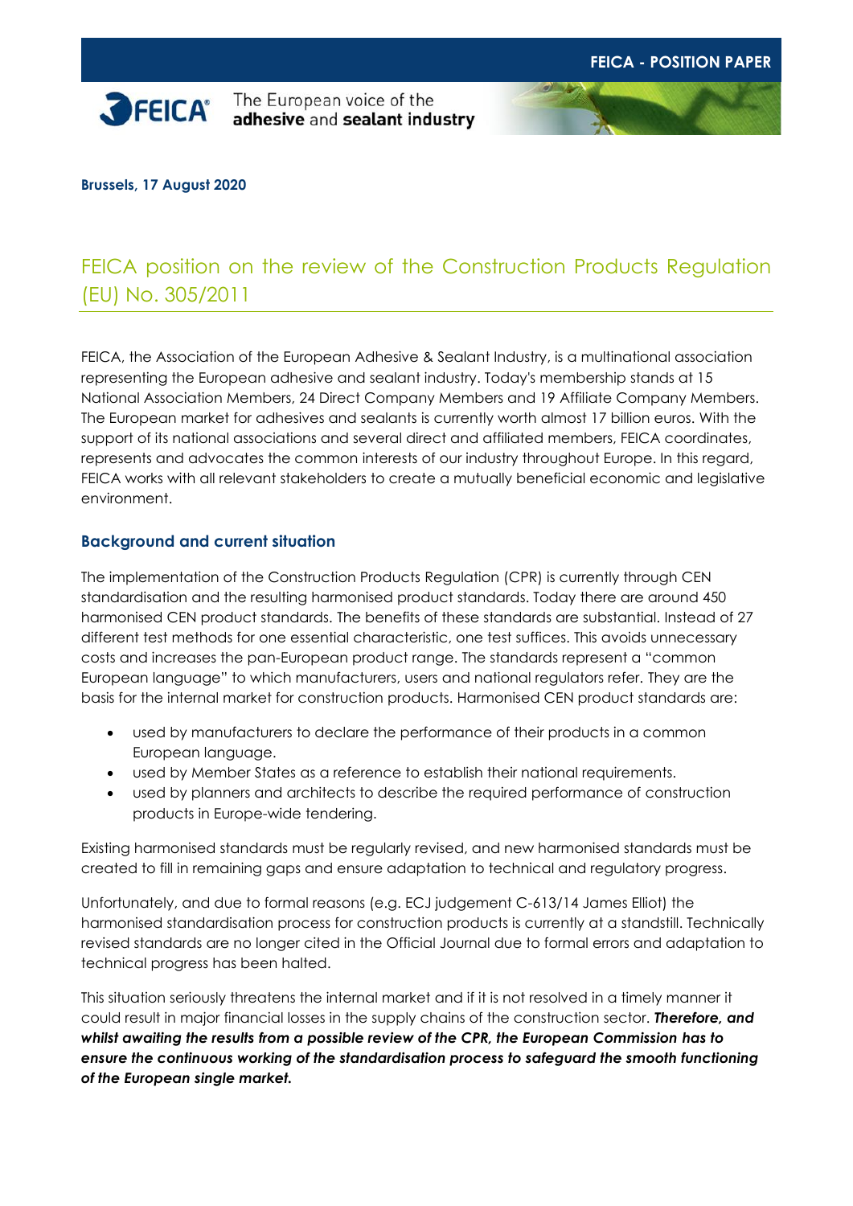**FEICA - POSITION PAPER**

FEICA — The European voice of the **adhesive** and **sealant industry**

**Brussels, 17 August 2020**

# FEICA position on the review of the Construction Products Regulation (EU) No. 305/2011

FEICA, the Association of the European Adhesive & Sealant Industry, is a multinational association representing the European adhesive and sealant industry. Today's membership stands at 15 National Association Members, 24 Direct Company Members and 19 Affiliate Company Members. The European market for adhesives and sealants is currently worth almost 17 billion euros. With the support of its national associations and several direct and affiliated members, FEICA coordinates, represents and advocates the common interests of our industry throughout Europe. In this regard, FEICA works with all relevant stakeholders to create a mutually beneficial economic and legislative environment.

## Background and current situation

The implementation of the Construction Products Regulation (CPR) is currently through CEN standardisation and the resulting harmonised product standards. Today there are around 450 harmonised CEN product standards. The benefits of these standards are substantial. Instead of 27 different test methods for one essential characteristic, one test suffices. This avoids unnecessary costs and increases the pan-European product range. The standards represent a "common European language" to which manufacturers, users and national regulators refer. They are the basis for the internal market for construction products. Harmonised CEN product standards are:

- used by manufacturers to declare the performance of their products in a common European language.
- used by Member States as a reference to establish their national requirements.
- used by planners and architects to describe the required performance of construction products in Europe-wide tendering.

Existing harmonised standards must be regularly revised, and new harmonised standards must be created to fill in remaining gaps and ensure adaptation to technical and regulatory progress.

Unfortunately, and due to formal reasons (e.g. ECJ judgement C-613/14 James Elliot) the harmonised standardisation process for construction products is currently at a standstill. Technically revised standards are no longer cited in the Official Journal due to formal errors and adaptation to technical progress has been halted.

This situation seriously threatens the internal market and if it is not resolved in a timely manner it could result in major financial losses in the supply chains of the construction sector. ***Therefore, and whilst awaiting the results from a possible review of the CPR, the European Commission has to ensure the continuous working of the standardisation process to safeguard the smooth functioning of the European single market.***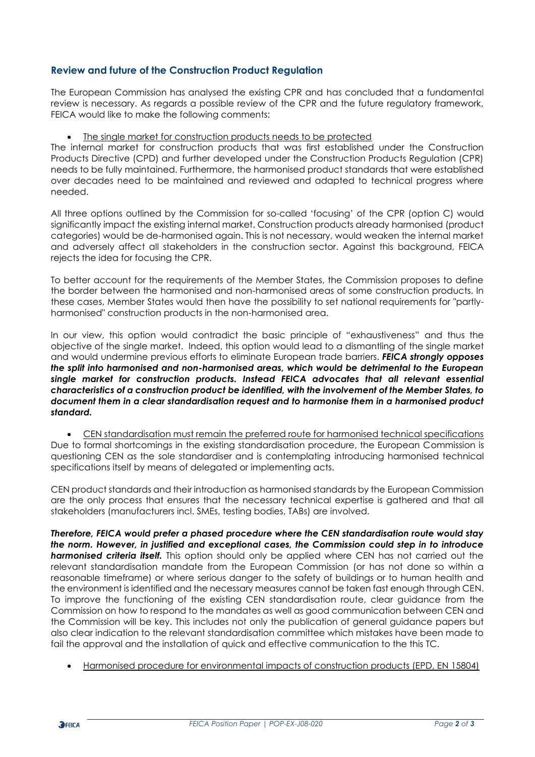## Review and future of the Construction Product Regulation

The European Commission has analysed the existing CPR and has concluded that a fundamental review is necessary. As regards a possible review of the CPR and the future regulatory framework, FEICA would like to make the following comments:

- The single market for construction products needs to be protected

The internal market for construction products that was first established under the Construction Products Directive (CPD) and further developed under the Construction Products Regulation (CPR) needs to be fully maintained. Furthermore, the harmonised product standards that were established over decades need to be maintained and reviewed and adapted to technical progress where needed.

All three options outlined by the Commission for so-called 'focusing' of the CPR (option C) would significantly impact the existing internal market. Construction products already harmonised (product categories) would be de-harmonised again. This is not necessary, would weaken the internal market and adversely affect all stakeholders in the construction sector. Against this background, FEICA rejects the idea for focusing the CPR.

To better account for the requirements of the Member States, the Commission proposes to define the border between the harmonised and non-harmonised areas of some construction products. In these cases, Member States would then have the possibility to set national requirements for "partly-harmonised" construction products in the non-harmonised area.

In our view, this option would contradict the basic principle of "exhaustiveness" and thus the objective of the single market. Indeed, this option would lead to a dismantling of the single market and would undermine previous efforts to eliminate European trade barriers. ***FEICA strongly opposes the split into harmonised and non-harmonised areas, which would be detrimental to the European single market for construction products. Instead FEICA advocates that all relevant essential characteristics of a construction product be identified, with the involvement of the Member States, to document them in a clear standardisation request and to harmonise them in a harmonised product standard.***

- CEN standardisation must remain the preferred route for harmonised technical specifications

Due to formal shortcomings in the existing standardisation procedure, the European Commission is questioning CEN as the sole standardiser and is contemplating introducing harmonised technical specifications itself by means of delegated or implementing acts.

CEN product standards and their introduction as harmonised standards by the European Commission are the only process that ensures that the necessary technical expertise is gathered and that all stakeholders (manufacturers incl. SMEs, testing bodies, TABs) are involved.

***Therefore, FEICA would prefer a phased procedure where the CEN standardisation route would stay the norm. However, in justified and exceptional cases, the Commission could step in to introduce harmonised criteria itself.*** This option should only be applied where CEN has not carried out the relevant standardisation mandate from the European Commission (or has not done so within a reasonable timeframe) or where serious danger to the safety of buildings or to human health and the environment is identified and the necessary measures cannot be taken fast enough through CEN. To improve the functioning of the existing CEN standardisation route, clear guidance from the Commission on how to respond to the mandates as well as good communication between CEN and the Commission will be key. This includes not only the publication of general guidance papers but also clear indication to the relevant standardisation committee which mistakes have been made to fail the approval and the installation of quick and effective communication to the this TC.

- Harmonised procedure for environmental impacts of construction products (EPD, EN 15804)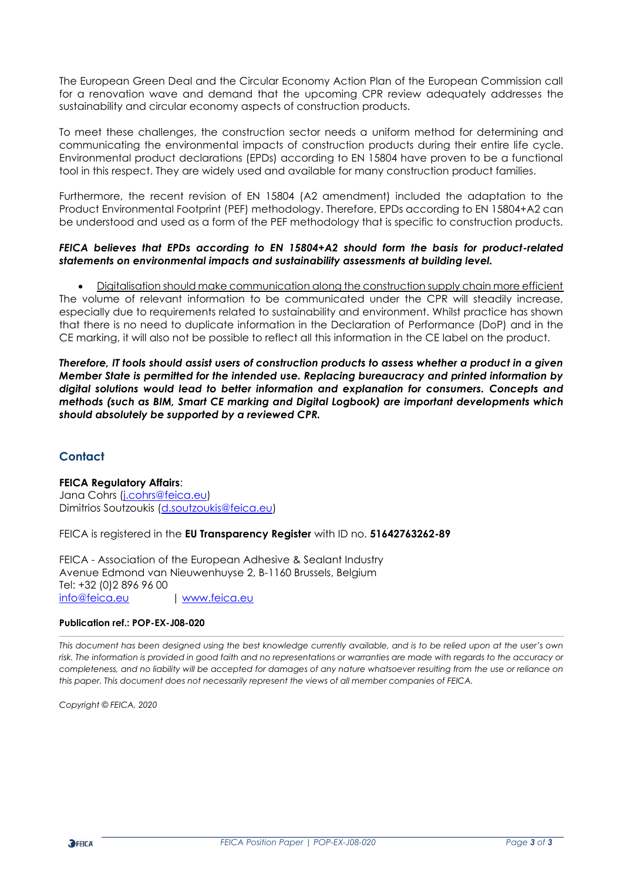The European Green Deal and the Circular Economy Action Plan of the European Commission call for a renovation wave and demand that the upcoming CPR review adequately addresses the sustainability and circular economy aspects of construction products.

To meet these challenges, the construction sector needs a uniform method for determining and communicating the environmental impacts of construction products during their entire life cycle. Environmental product declarations (EPDs) according to EN 15804 have proven to be a functional tool in this respect. They are widely used and available for many construction product families.

Furthermore, the recent revision of EN 15804 (A2 amendment) included the adaptation to the Product Environmental Footprint (PEF) methodology. Therefore, EPDs according to EN 15804+A2 can be understood and used as a form of the PEF methodology that is specific to construction products.

***FEICA believes that EPDs according to EN 15804+A2 should form the basis for product-related statements on environmental impacts and sustainability assessments at building level.***

- Digitalisation should make communication along the construction supply chain more efficient

The volume of relevant information to be communicated under the CPR will steadily increase, especially due to requirements related to sustainability and environment. Whilst practice has shown that there is no need to duplicate information in the Declaration of Performance (DoP) and in the CE marking, it will also not be possible to reflect all this information in the CE label on the product.

***Therefore, IT tools should assist users of construction products to assess whether a product in a given Member State is permitted for the intended use. Replacing bureaucracy and printed information by digital solutions would lead to better information and explanation for consumers. Concepts and methods (such as BIM, Smart CE marking and Digital Logbook) are important developments which should absolutely be supported by a reviewed CPR.***

## Contact

**FEICA Regulatory Affairs**:
Jana Cohrs (j.cohrs@feica.eu)
Dimitrios Soutzoukis (d.soutzoukis@feica.eu)

FEICA is registered in the **EU Transparency Register** with ID no. **51642763262-89**

FEICA - Association of the European Adhesive & Sealant Industry
Avenue Edmond van Nieuwenhuyse 2, B-1160 Brussels, Belgium
Tel: +32 (0)2 896 96 00
info@feica.eu | www.feica.eu

**Publication ref.: POP-EX-J08-020**

*This document has been designed using the best knowledge currently available, and is to be relied upon at the user's own risk. The information is provided in good faith and no representations or warranties are made with regards to the accuracy or completeness, and no liability will be accepted for damages of any nature whatsoever resulting from the use or reliance on this paper. This document does not necessarily represent the views of all member companies of FEICA.*

*Copyright © FEICA, 2020*